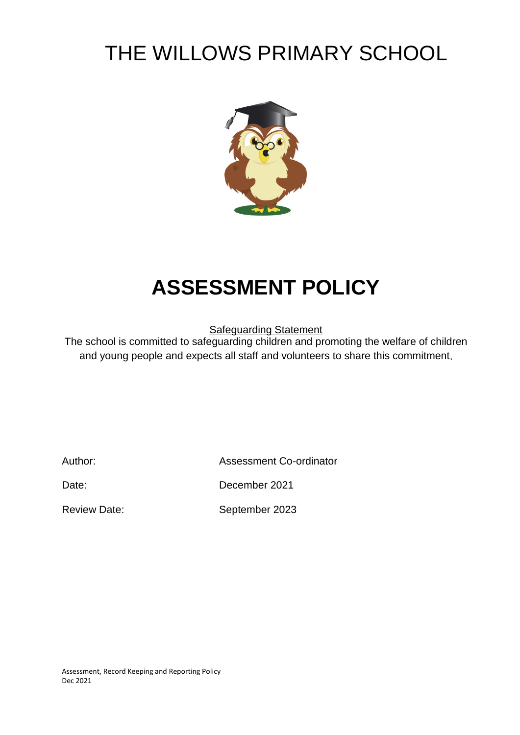# THE WILLOWS PRIMARY SCHOOL

# ASSESSMENT POLICY

Safeguarding Statement

The school is committed to safeguarding children and promoting the welfare of children and young people and expects all staff and volunteers to share this commitment.

| | |
|---|---|
| Author: | Assessment Co-ordinator |
| Date: | December 2021 |
| Review Date: | September 2023 |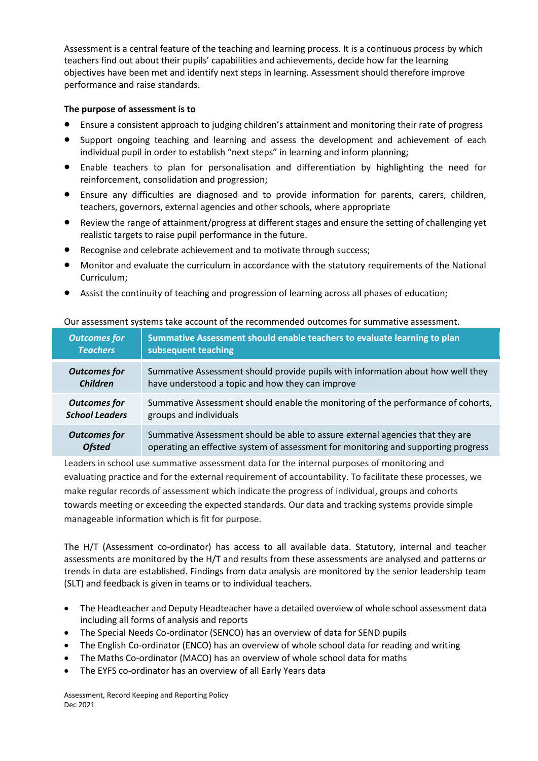Assessment is a central feature of the teaching and learning process. It is a continuous process by which teachers find out about their pupils' capabilities and achievements, decide how far the learning objectives have been met and identify next steps in learning. Assessment should therefore improve performance and raise standards.

**The purpose of assessment is to**

- Ensure a consistent approach to judging children's attainment and monitoring their rate of progress
- Support ongoing teaching and learning and assess the development and achievement of each individual pupil in order to establish "next steps" in learning and inform planning;
- Enable teachers to plan for personalisation and differentiation by highlighting the need for reinforcement, consolidation and progression;
- Ensure any difficulties are diagnosed and to provide information for parents, carers, children, teachers, governors, external agencies and other schools, where appropriate
- Review the range of attainment/progress at different stages and ensure the setting of challenging yet realistic targets to raise pupil performance in the future.
- Recognise and celebrate achievement and to motivate through success;
- Monitor and evaluate the curriculum in accordance with the statutory requirements of the National Curriculum;
- Assist the continuity of teaching and progression of learning across all phases of education;

Our assessment systems take account of the recommended outcomes for summative assessment.

| ***Outcomes for Teachers*** | **Summative Assessment should enable teachers to evaluate learning to plan subsequent teaching** |
|---|---|
| ***Outcomes for Children*** | Summative Assessment should provide pupils with information about how well they have understood a topic and how they can improve |
| ***Outcomes for School Leaders*** | Summative Assessment should enable the monitoring of the performance of cohorts, groups and individuals |
| ***Outcomes for Ofsted*** | Summative Assessment should be able to assure external agencies that they are operating an effective system of assessment for monitoring and supporting progress |

Leaders in school use summative assessment data for the internal purposes of monitoring and evaluating practice and for the external requirement of accountability. To facilitate these processes, we make regular records of assessment which indicate the progress of individual, groups and cohorts towards meeting or exceeding the expected standards. Our data and tracking systems provide simple manageable information which is fit for purpose.

The H/T (Assessment co-ordinator) has access to all available data. Statutory, internal and teacher assessments are monitored by the H/T and results from these assessments are analysed and patterns or trends in data are established. Findings from data analysis are monitored by the senior leadership team (SLT) and feedback is given in teams or to individual teachers.

- The Headteacher and Deputy Headteacher have a detailed overview of whole school assessment data including all forms of analysis and reports
- The Special Needs Co-ordinator (SENCO) has an overview of data for SEND pupils
- The English Co-ordinator (ENCO) has an overview of whole school data for reading and writing
- The Maths Co-ordinator (MACO) has an overview of whole school data for maths
- The EYFS co-ordinator has an overview of all Early Years data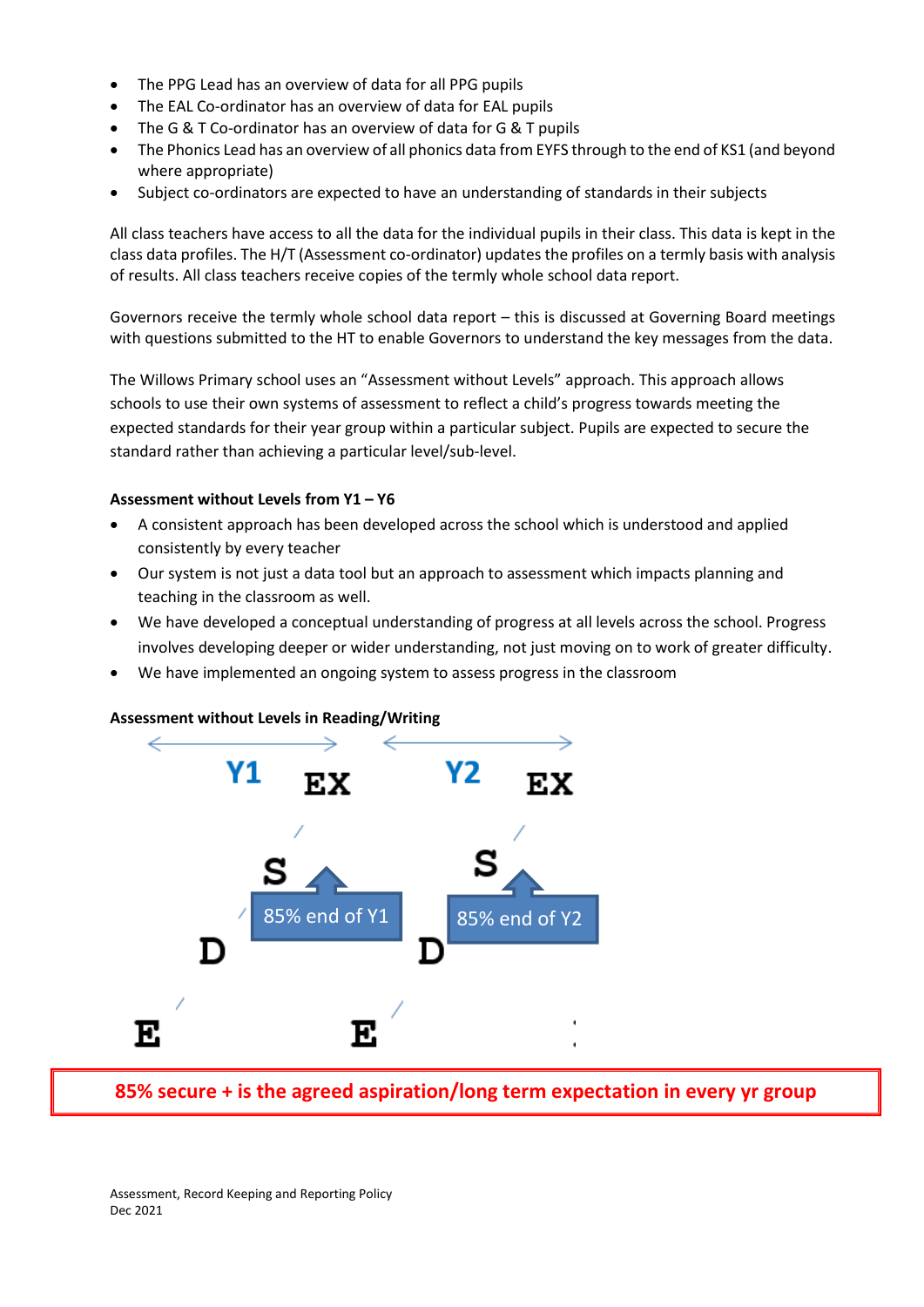- The PPG Lead has an overview of data for all PPG pupils
- The EAL Co-ordinator has an overview of data for EAL pupils
- The G & T Co-ordinator has an overview of data for G & T pupils
- The Phonics Lead has an overview of all phonics data from EYFS through to the end of KS1 (and beyond where appropriate)
- Subject co-ordinators are expected to have an understanding of standards in their subjects

All class teachers have access to all the data for the individual pupils in their class. This data is kept in the class data profiles. The H/T (Assessment co-ordinator) updates the profiles on a termly basis with analysis of results. All class teachers receive copies of the termly whole school data report.

Governors receive the termly whole school data report – this is discussed at Governing Board meetings with questions submitted to the HT to enable Governors to understand the key messages from the data.

The Willows Primary school uses an "Assessment without Levels" approach. This approach allows schools to use their own systems of assessment to reflect a child's progress towards meeting the expected standards for their year group within a particular subject. Pupils are expected to secure the standard rather than achieving a particular level/sub-level.

**Assessment without Levels from Y1 – Y6**

- A consistent approach has been developed across the school which is understood and applied consistently by every teacher
- Our system is not just a data tool but an approach to assessment which impacts planning and teaching in the classroom as well.
- We have developed a conceptual understanding of progress at all levels across the school. Progress involves developing deeper or wider understanding, not just moving on to work of greater difficulty.
- We have implemented an ongoing system to assess progress in the classroom

**Assessment without Levels in Reading/Writing**

Y1: E / D / S / EX — 85% end of Y1

Y2: E / D / S / EX — 85% end of Y2

**85% secure + is the agreed aspiration/long term expectation in every yr group**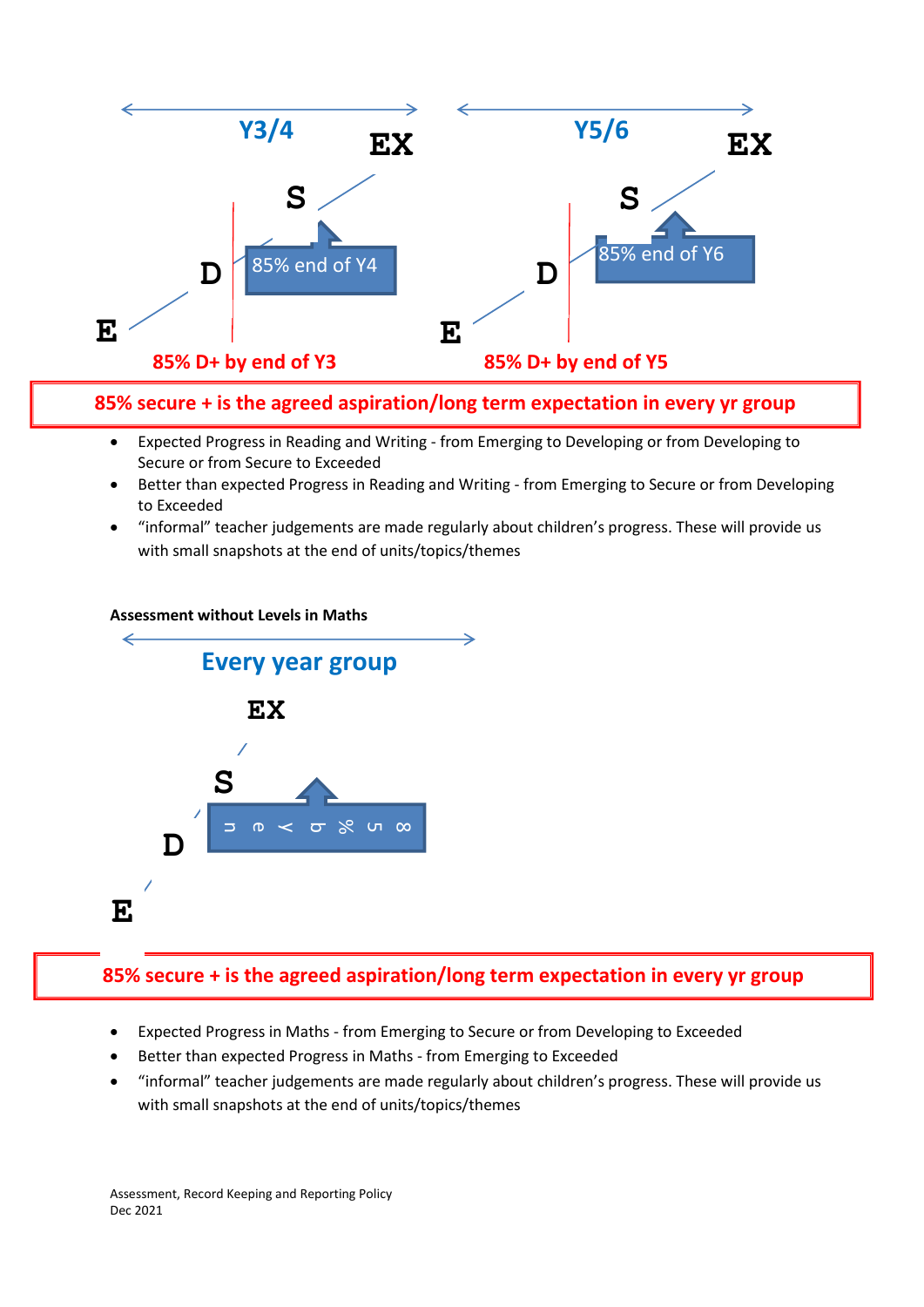Y3/4

EX

S

85% end of Y4

D

E

85% D+ by end of Y3

Y5/6

EX

S

85% end of Y6

D

E

85% D+ by end of Y5

**85% secure + is the agreed aspiration/long term expectation in every yr group**

- Expected Progress in Reading and Writing - from Emerging to Developing or from Developing to Secure or from Secure to Exceeded
- Better than expected Progress in Reading and Writing - from Emerging to Secure or from Developing to Exceeded
- "informal" teacher judgements are made regularly about children's progress. These will provide us with small snapshots at the end of units/topics/themes

**Assessment without Levels in Maths**

Every year group

EX

S

85% by end

D

E

**85% secure + is the agreed aspiration/long term expectation in every yr group**

- Expected Progress in Maths - from Emerging to Secure or from Developing to Exceeded
- Better than expected Progress in Maths - from Emerging to Exceeded
- "informal" teacher judgements are made regularly about children's progress. These will provide us with small snapshots at the end of units/topics/themes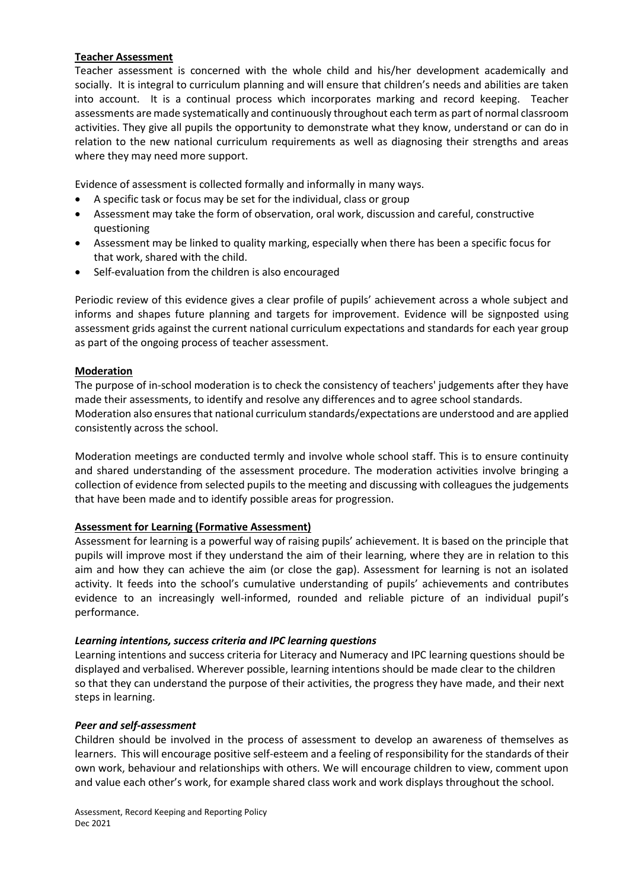## Teacher Assessment

Teacher assessment is concerned with the whole child and his/her development academically and socially. It is integral to curriculum planning and will ensure that children's needs and abilities are taken into account. It is a continual process which incorporates marking and record keeping. Teacher assessments are made systematically and continuously throughout each term as part of normal classroom activities. They give all pupils the opportunity to demonstrate what they know, understand or can do in relation to the new national curriculum requirements as well as diagnosing their strengths and areas where they may need more support.

Evidence of assessment is collected formally and informally in many ways.

- A specific task or focus may be set for the individual, class or group
- Assessment may take the form of observation, oral work, discussion and careful, constructive questioning
- Assessment may be linked to quality marking, especially when there has been a specific focus for that work, shared with the child.
- Self-evaluation from the children is also encouraged

Periodic review of this evidence gives a clear profile of pupils' achievement across a whole subject and informs and shapes future planning and targets for improvement. Evidence will be signposted using assessment grids against the current national curriculum expectations and standards for each year group as part of the ongoing process of teacher assessment.

## Moderation

The purpose of in-school moderation is to check the consistency of teachers' judgements after they have made their assessments, to identify and resolve any differences and to agree school standards. Moderation also ensures that national curriculum standards/expectations are understood and are applied consistently across the school.

Moderation meetings are conducted termly and involve whole school staff. This is to ensure continuity and shared understanding of the assessment procedure. The moderation activities involve bringing a collection of evidence from selected pupils to the meeting and discussing with colleagues the judgements that have been made and to identify possible areas for progression.

## Assessment for Learning (Formative Assessment)

Assessment for learning is a powerful way of raising pupils' achievement. It is based on the principle that pupils will improve most if they understand the aim of their learning, where they are in relation to this aim and how they can achieve the aim (or close the gap). Assessment for learning is not an isolated activity. It feeds into the school's cumulative understanding of pupils' achievements and contributes evidence to an increasingly well-informed, rounded and reliable picture of an individual pupil's performance.

### *Learning intentions, success criteria and IPC learning questions*

Learning intentions and success criteria for Literacy and Numeracy and IPC learning questions should be displayed and verbalised. Wherever possible, learning intentions should be made clear to the children so that they can understand the purpose of their activities, the progress they have made, and their next steps in learning.

### *Peer and self-assessment*

Children should be involved in the process of assessment to develop an awareness of themselves as learners. This will encourage positive self-esteem and a feeling of responsibility for the standards of their own work, behaviour and relationships with others. We will encourage children to view, comment upon and value each other's work, for example shared class work and work displays throughout the school.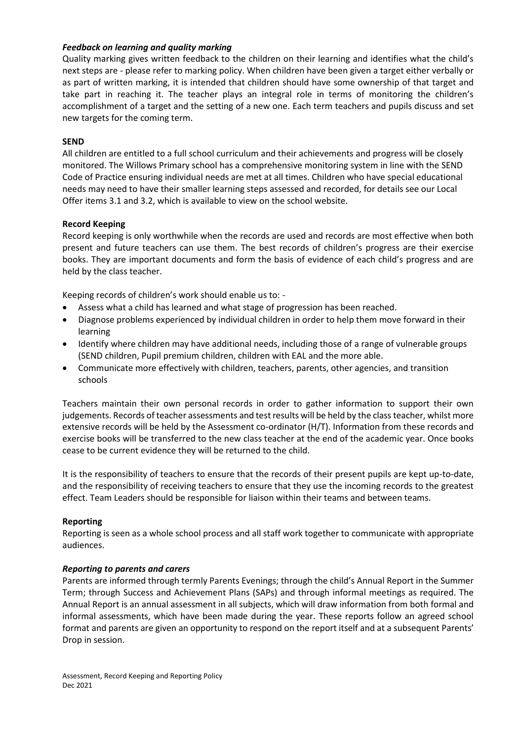***Feedback on learning and quality marking***

Quality marking gives written feedback to the children on their learning and identifies what the child's next steps are - please refer to marking policy. When children have been given a target either verbally or as part of written marking, it is intended that children should have some ownership of that target and take part in reaching it. The teacher plays an integral role in terms of monitoring the children's accomplishment of a target and the setting of a new one. Each term teachers and pupils discuss and set new targets for the coming term.

**SEND**

All children are entitled to a full school curriculum and their achievements and progress will be closely monitored. The Willows Primary school has a comprehensive monitoring system in line with the SEND Code of Practice ensuring individual needs are met at all times. Children who have special educational needs may need to have their smaller learning steps assessed and recorded, for details see our Local Offer items 3.1 and 3.2, which is available to view on the school website.

**Record Keeping**

Record keeping is only worthwhile when the records are used and records are most effective when both present and future teachers can use them. The best records of children's progress are their exercise books. They are important documents and form the basis of evidence of each child's progress and are held by the class teacher.

Keeping records of children's work should enable us to: -

- Assess what a child has learned and what stage of progression has been reached.
- Diagnose problems experienced by individual children in order to help them move forward in their learning
- Identify where children may have additional needs, including those of a range of vulnerable groups (SEND children, Pupil premium children, children with EAL and the more able.
- Communicate more effectively with children, teachers, parents, other agencies, and transition schools

Teachers maintain their own personal records in order to gather information to support their own judgements. Records of teacher assessments and test results will be held by the class teacher, whilst more extensive records will be held by the Assessment co-ordinator (H/T). Information from these records and exercise books will be transferred to the new class teacher at the end of the academic year. Once books cease to be current evidence they will be returned to the child.

It is the responsibility of teachers to ensure that the records of their present pupils are kept up-to-date, and the responsibility of receiving teachers to ensure that they use the incoming records to the greatest effect. Team Leaders should be responsible for liaison within their teams and between teams.

**Reporting**

Reporting is seen as a whole school process and all staff work together to communicate with appropriate audiences.

***Reporting to parents and carers***

Parents are informed through termly Parents Evenings; through the child's Annual Report in the Summer Term; through Success and Achievement Plans (SAPs) and through informal meetings as required. The Annual Report is an annual assessment in all subjects, which will draw information from both formal and informal assessments, which have been made during the year. These reports follow an agreed school format and parents are given an opportunity to respond on the report itself and at a subsequent Parents' Drop in session.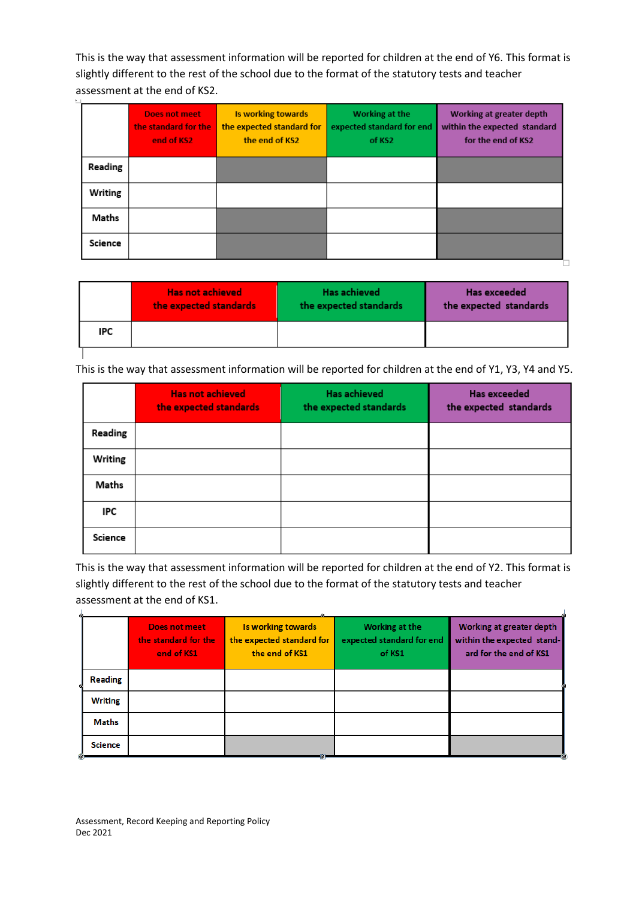This is the way that assessment information will be reported for children at the end of Y6. This format is slightly different to the rest of the school due to the format of the statutory tests and teacher assessment at the end of KS2.

| | Does not meet the standard for the end of KS2 | Is working towards the expected standard for the end of KS2 | Working at the expected standard for end of KS2 | Working at greater depth within the expected standard for the end of KS2 |
|---|---|---|---|---|
| Reading | | | | |
| Writing | | | | |
| Maths | | | | |
| Science | | | | |

| | Has not achieved the expected standards | Has achieved the expected standards | Has exceeded the expected standards |
|---|---|---|---|
| IPC | | | |

This is the way that assessment information will be reported for children at the end of Y1, Y3, Y4 and Y5.

| | Has not achieved the expected standards | Has achieved the expected standards | Has exceeded the expected standards |
|---|---|---|---|
| Reading | | | |
| Writing | | | |
| Maths | | | |
| IPC | | | |
| Science | | | |

This is the way that assessment information will be reported for children at the end of Y2. This format is slightly different to the rest of the school due to the format of the statutory tests and teacher assessment at the end of KS1.

| | Does not meet the standard for the end of KS1 | Is working towards the expected standard for the end of KS1 | Working at the expected standard for end of KS1 | Working at greater depth within the expected standard for the end of KS1 |
|---|---|---|---|---|
| Reading | | | | |
| Writing | | | | |
| Maths | | | | |
| Science | | | | |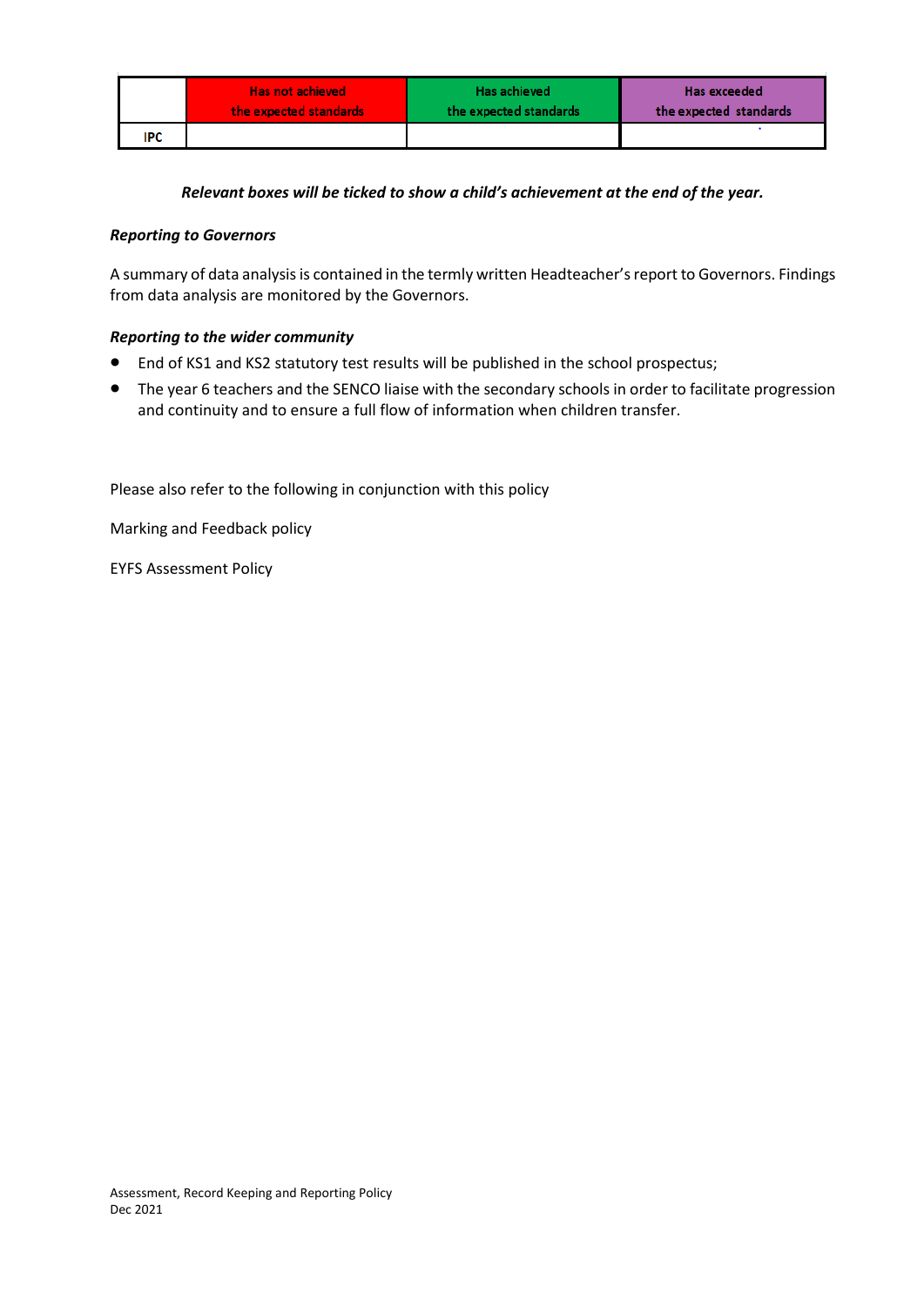| | Has not achieved the expected standards | Has achieved the expected standards | Has exceeded the expected standards |
|---|---|---|---|
| IPC | | | |

***Relevant boxes will be ticked to show a child's achievement at the end of the year.***

***Reporting to Governors***

A summary of data analysis is contained in the termly written Headteacher's report to Governors. Findings from data analysis are monitored by the Governors.

***Reporting to the wider community***

- End of KS1 and KS2 statutory test results will be published in the school prospectus;
- The year 6 teachers and the SENCO liaise with the secondary schools in order to facilitate progression and continuity and to ensure a full flow of information when children transfer.

Please also refer to the following in conjunction with this policy

Marking and Feedback policy

EYFS Assessment Policy